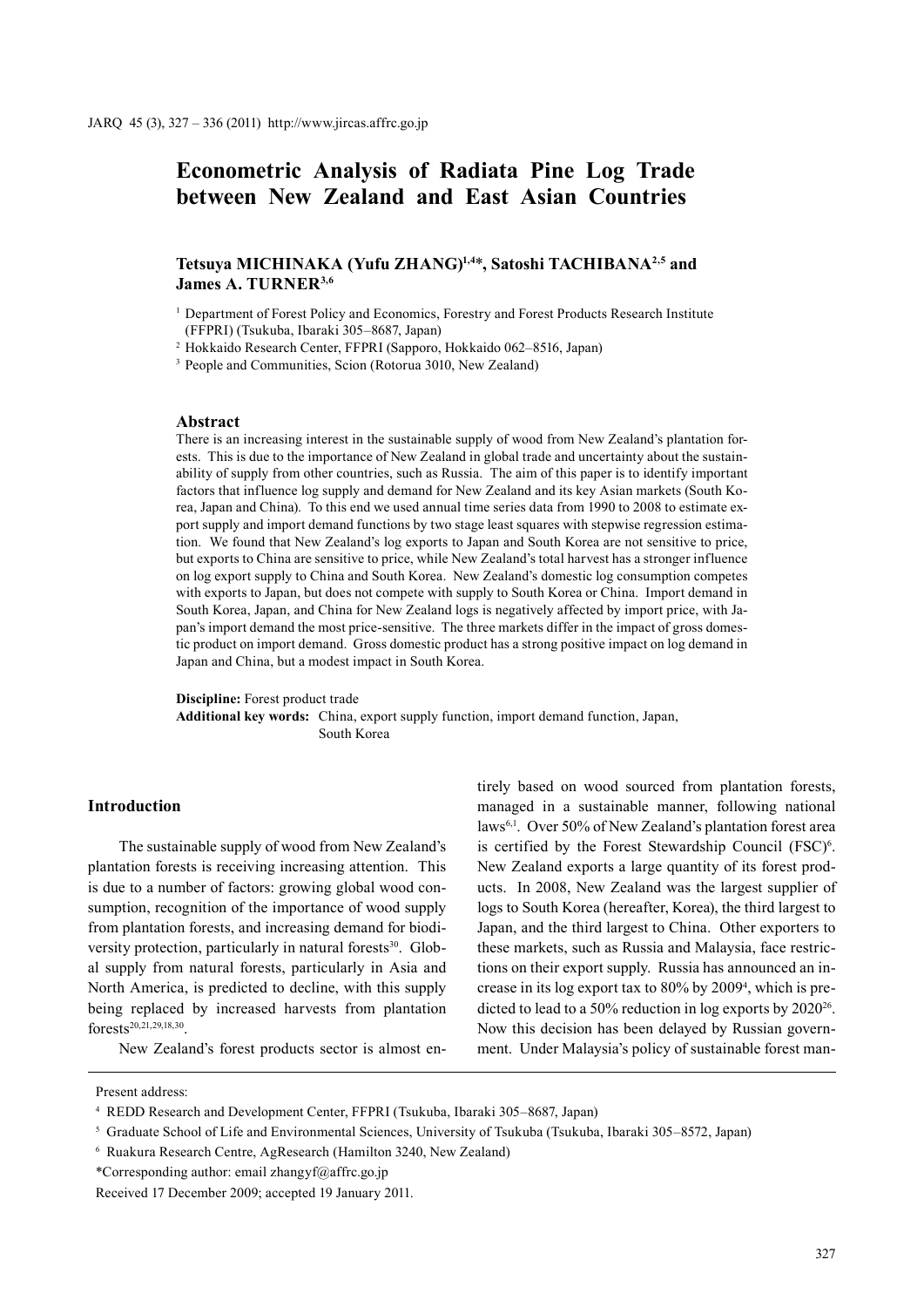# Econometric Analysis of Radiata Pine Log Trade between New Zealand and East Asian Countries

**Tetsuya MICHINAKA (Yufu ZHANG)[1,4]*, Satoshi TACHIBANA[2,5] and James A. TURNER[3,6]**

[1] Department of Forest Policy and Economics, Forestry and Forest Products Research Institute (FFPRI) (Tsukuba, Ibaraki 305–8687, Japan)

[2] Hokkaido Research Center, FFPRI (Sapporo, Hokkaido 062–8516, Japan)

[3] People and Communities, Scion (Rotorua 3010, New Zealand)

### Abstract

There is an increasing interest in the sustainable supply of wood from New Zealand's plantation forests. This is due to the importance of New Zealand in global trade and uncertainty about the sustainability of supply from other countries, such as Russia. The aim of this paper is to identify important factors that influence log supply and demand for New Zealand and its key Asian markets (South Korea, Japan and China). To this end we used annual time series data from 1990 to 2008 to estimate export supply and import demand functions by two stage least squares with stepwise regression estimation. We found that New Zealand's log exports to Japan and South Korea are not sensitive to price, but exports to China are sensitive to price, while New Zealand's total harvest has a stronger influence on log export supply to China and South Korea. New Zealand's domestic log consumption competes with exports to Japan, but does not compete with supply to South Korea or China. Import demand in South Korea, Japan, and China for New Zealand logs is negatively affected by import price, with Japan's import demand the most price-sensitive. The three markets differ in the impact of gross domestic product on import demand. Gross domestic product has a strong positive impact on log demand in Japan and China, but a modest impact in South Korea.

**Discipline:** Forest product trade
**Additional key words:** China, export supply function, import demand function, Japan, South Korea

## Introduction

The sustainable supply of wood from New Zealand's plantation forests is receiving increasing attention. This is due to a number of factors: growing global wood consumption, recognition of the importance of wood supply from plantation forests, and increasing demand for biodiversity protection, particularly in natural forests[30]. Global supply from natural forests, particularly in Asia and North America, is predicted to decline, with this supply being replaced by increased harvests from plantation forests[20,21,29,18,30].

New Zealand's forest products sector is almost entirely based on wood sourced from plantation forests, managed in a sustainable manner, following national laws[6,1]. Over 50% of New Zealand's plantation forest area is certified by the Forest Stewardship Council (FSC)[6]. New Zealand exports a large quantity of its forest products. In 2008, New Zealand was the largest supplier of logs to South Korea (hereafter, Korea), the third largest to Japan, and the third largest to China. Other exporters to these markets, such as Russia and Malaysia, face restrictions on their export supply. Russia has announced an increase in its log export tax to 80% by 2009[4], which is predicted to lead to a 50% reduction in log exports by 2020[26]. Now this decision has been delayed by Russian government. Under Malaysia's policy of sustainable forest man-

---

Present address:

[4] REDD Research and Development Center, FFPRI (Tsukuba, Ibaraki 305–8687, Japan)

[5] Graduate School of Life and Environmental Sciences, University of Tsukuba (Tsukuba, Ibaraki 305–8572, Japan)

[6] Ruakura Research Centre, AgResearch (Hamilton 3240, New Zealand)

*Corresponding author: email zhangyf@affrc.go.jp

Received 17 December 2009; accepted 19 January 2011.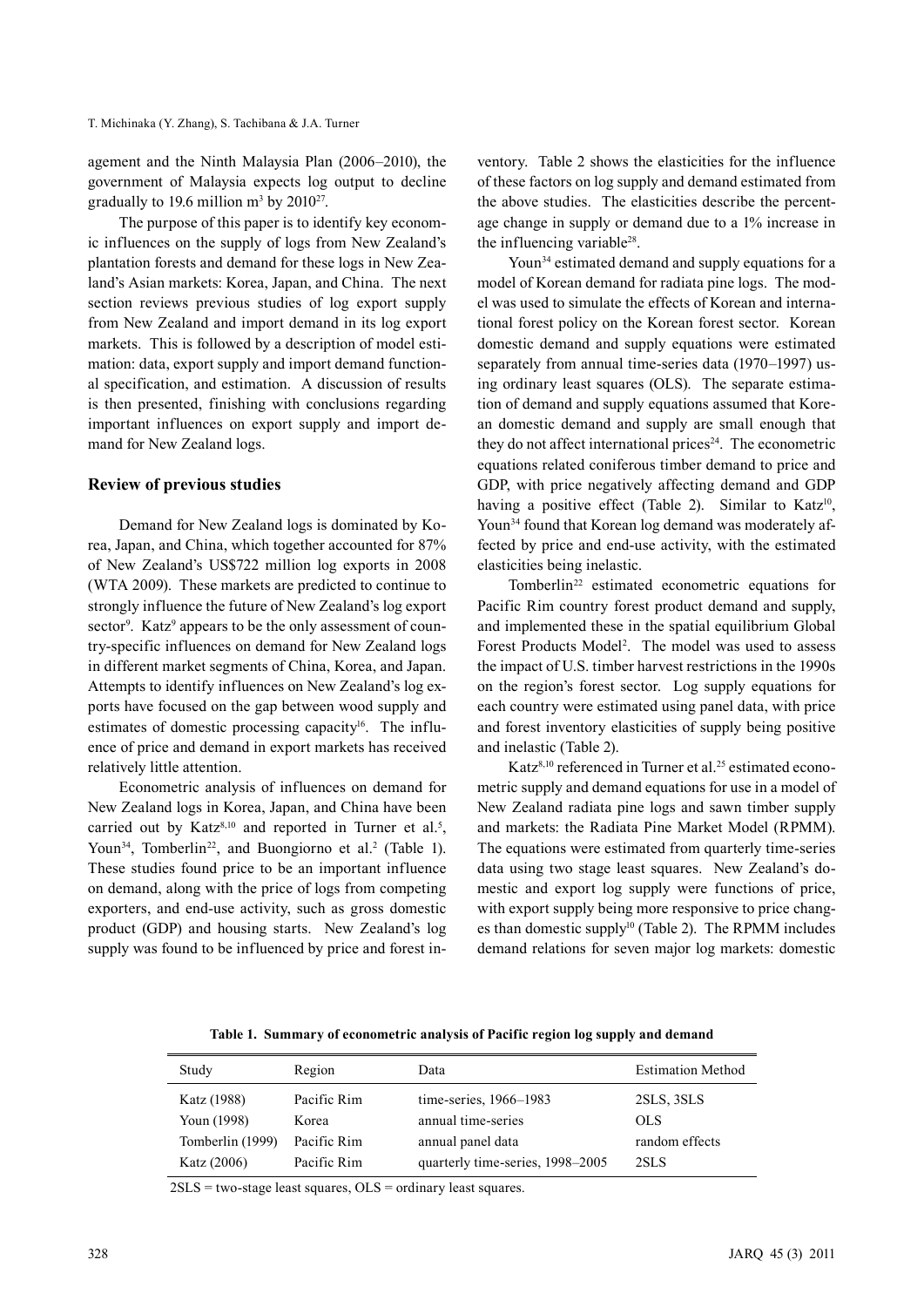agement and the Ninth Malaysia Plan (2006–2010), the government of Malaysia expects log output to decline gradually to 19.6 million $m^3$ by 2010[27].

The purpose of this paper is to identify key economic influences on the supply of logs from New Zealand's plantation forests and demand for these logs in New Zealand's Asian markets: Korea, Japan, and China. The next section reviews previous studies of log export supply from New Zealand and import demand in its log export markets. This is followed by a description of model estimation: data, export supply and import demand functional specification, and estimation. A discussion of results is then presented, finishing with conclusions regarding important influences on export supply and import demand for New Zealand logs.

## Review of previous studies

Demand for New Zealand logs is dominated by Korea, Japan, and China, which together accounted for 87% of New Zealand's US$722 million log exports in 2008 (WTA 2009). These markets are predicted to continue to strongly influence the future of New Zealand's log export sector[9]. Katz[9] appears to be the only assessment of country-specific influences on demand for New Zealand logs in different market segments of China, Korea, and Japan. Attempts to identify influences on New Zealand's log exports have focused on the gap between wood supply and estimates of domestic processing capacity[16]. The influence of price and demand in export markets has received relatively little attention.

Econometric analysis of influences on demand for New Zealand logs in Korea, Japan, and China have been carried out by Katz[8,10] and reported in Turner et al.[5], Youn[34], Tomberlin[22], and Buongiorno et al.[2] (Table 1). These studies found price to be an important influence on demand, along with the price of logs from competing exporters, and end-use activity, such as gross domestic product (GDP) and housing starts. New Zealand's log supply was found to be influenced by price and forest inventory. Table 2 shows the elasticities for the influence of these factors on log supply and demand estimated from the above studies. The elasticities describe the percentage change in supply or demand due to a 1% increase in the influencing variable[28].

Youn[34] estimated demand and supply equations for a model of Korean demand for radiata pine logs. The model was used to simulate the effects of Korean and international forest policy on the Korean forest sector. Korean domestic demand and supply equations were estimated separately from annual time-series data (1970–1997) using ordinary least squares (OLS). The separate estimation of demand and supply equations assumed that Korean domestic demand and supply are small enough that they do not affect international prices[24]. The econometric equations related coniferous timber demand to price and GDP, with price negatively affecting demand and GDP having a positive effect (Table 2). Similar to Katz[10], Youn[34] found that Korean log demand was moderately affected by price and end-use activity, with the estimated elasticities being inelastic.

Tomberlin[22] estimated econometric equations for Pacific Rim country forest product demand and supply, and implemented these in the spatial equilibrium Global Forest Products Model[2]. The model was used to assess the impact of U.S. timber harvest restrictions in the 1990s on the region's forest sector. Log supply equations for each country were estimated using panel data, with price and forest inventory elasticities of supply being positive and inelastic (Table 2).

Katz[8,10] referenced in Turner et al.[25] estimated econometric supply and demand equations for use in a model of New Zealand radiata pine logs and sawn timber supply and markets: the Radiata Pine Market Model (RPMM). The equations were estimated from quarterly time-series data using two stage least squares. New Zealand's domestic and export log supply were functions of price, with export supply being more responsive to price changes than domestic supply[10] (Table 2). The RPMM includes demand relations for seven major log markets: domestic

**Table 1. Summary of econometric analysis of Pacific region log supply and demand**

| Study | Region | Data | Estimation Method |
|---|---|---|---|
| Katz (1988) | Pacific Rim | time-series, 1966–1983 | 2SLS, 3SLS |
| Youn (1998) | Korea | annual time-series | OLS |
| Tomberlin (1999) | Pacific Rim | annual panel data | random effects |
| Katz (2006) | Pacific Rim | quarterly time-series, 1998–2005 | 2SLS |

2SLS = two-stage least squares, OLS = ordinary least squares.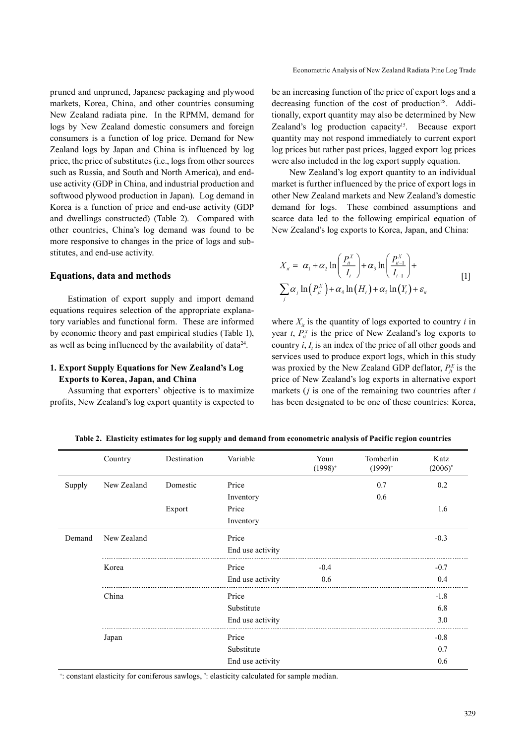pruned and unpruned, Japanese packaging and plywood markets, Korea, China, and other countries consuming New Zealand radiata pine. In the RPMM, demand for logs by New Zealand domestic consumers and foreign consumers is a function of log price. Demand for New Zealand logs by Japan and China is influenced by log price, the price of substitutes (i.e., logs from other sources such as Russia, and South and North America), and end-use activity (GDP in China, and industrial production and softwood plywood production in Japan). Log demand in Korea is a function of price and end-use activity (GDP and dwellings constructed) (Table 2). Compared with other countries, China's log demand was found to be more responsive to changes in the price of logs and substitutes, and end-use activity.

## Equations, data and methods

Estimation of export supply and import demand equations requires selection of the appropriate explanatory variables and functional form. These are informed by economic theory and past empirical studies (Table 1), as well as being influenced by the availability of data[24].

### 1. Export Supply Equations for New Zealand's Log Exports to Korea, Japan, and China

Assuming that exporters' objective is to maximize profits, New Zealand's log export quantity is expected to be an increasing function of the price of export logs and a decreasing function of the cost of production[28]. Additionally, export quantity may also be determined by New Zealand's log production capacity[15]. Because export quantity may not respond immediately to current export log prices but rather past prices, lagged export log prices were also included in the log export supply equation.

New Zealand's log export quantity to an individual market is further influenced by the price of export logs in other New Zealand markets and New Zealand's domestic demand for logs. These combined assumptions and scarce data led to the following empirical equation of New Zealand's log exports to Korea, Japan, and China:

$$X_{it} = \alpha_1 + \alpha_2 \ln\left(\frac{P_{it}^X}{I_t}\right) + \alpha_3 \ln\left(\frac{P_{it-1}^X}{I_{t-1}}\right) + \sum_j \alpha_j \ln\left(P_{jt}^X\right) + \alpha_4 \ln\left(H_t\right) + \alpha_5 \ln\left(Y_t\right) + \varepsilon_{it} \quad [1]$$

where $X_{it}$ is the quantity of logs exported to country $i$ in year $t$, $P_{it}^X$ is the price of New Zealand's log exports to country $i$, $I_t$ is an index of the price of all other goods and services used to produce export logs, which in this study was proxied by the New Zealand GDP deflator, $P_{jt}^X$ is the price of New Zealand's log exports in alternative export markets ($j$ is one of the remaining two countries after $i$ has been designated to be one of these countries: Korea,

**Table 2. Elasticity estimates for log supply and demand from econometric analysis of Pacific region countries**

| | Country | Destination | Variable | Youn (1998)[+] | Tomberlin (1999)[+] | Katz (2006)[°] |
|---|---|---|---|---|---|---|
| Supply | New Zealand | Domestic | Price | | 0.7 | 0.2 |
| | | | Inventory | | 0.6 | |
| | | Export | Price | | | 1.6 |
| | | | Inventory | | | |
| Demand | New Zealand | | Price | | | -0.3 |
| | | | End use activity | | | |
| | Korea | | Price | -0.4 | | -0.7 |
| | | | End use activity | 0.6 | | 0.4 |
| | China | | Price | | | -1.8 |
| | | | Substitute | | | 6.8 |
| | | | End use activity | | | 3.0 |
| | Japan | | Price | | | -0.8 |
| | | | Substitute | | | 0.7 |
| | | | End use activity | | | 0.6 |

[+]: constant elasticity for coniferous sawlogs, [°]: elasticity calculated for sample median.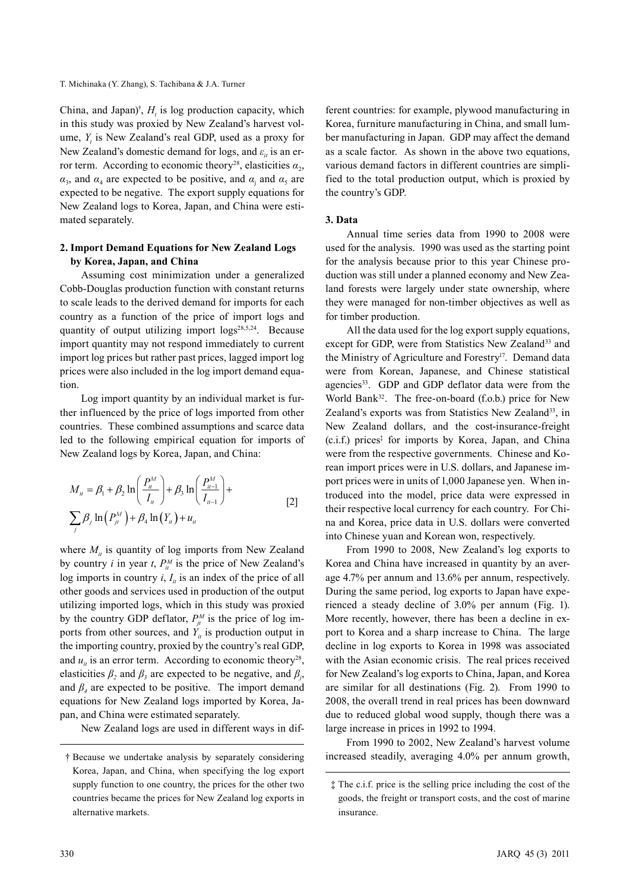China, and Japan)[†], $H_t$ is log production capacity, which in this study was proxied by New Zealand's harvest volume, $Y_t$ is New Zealand's real GDP, used as a proxy for New Zealand's domestic demand for logs, and $\varepsilon_{it}$ is an error term. According to economic theory[28], elasticities $\alpha_2$, $\alpha_3$, and $\alpha_4$ are expected to be positive, and $\alpha_j$ and $\alpha_5$ are expected to be negative. The export supply equations for New Zealand logs to Korea, Japan, and China were estimated separately.

## 2. Import Demand Equations for New Zealand Logs by Korea, Japan, and China

Assuming cost minimization under a generalized Cobb-Douglas production function with constant returns to scale leads to the derived demand for imports for each country as a function of the price of import logs and quantity of output utilizing import logs[28,5,24]. Because import quantity may not respond immediately to current import log prices but rather past prices, lagged import log prices were also included in the log import demand equation.

Log import quantity by an individual market is further influenced by the price of logs imported from other countries. These combined assumptions and scarce data led to the following empirical equation for imports of New Zealand logs by Korea, Japan, and China:

$$M_{it} = \beta_1 + \beta_2 \ln\left(\frac{P_{it}^M}{I_{it}}\right) + \beta_3 \ln\left(\frac{P_{it-1}^M}{I_{it-1}}\right) + \sum_j \beta_j \ln\left(P_{jt}^M\right) + \beta_4 \ln\left(Y_{it}\right) + u_{it} \qquad [2]$$

where $M_{it}$ is quantity of log imports from New Zealand by country $i$ in year $t$, $P_{it}^M$ is the price of New Zealand's log imports in country $i$, $I_{it}$ is an index of the price of all other goods and services used in production of the output utilizing imported logs, which in this study was proxied by the country GDP deflator, $P_{jt}^M$ is the price of log imports from other sources, and $Y_{it}$ is production output in the importing country, proxied by the country's real GDP, and $u_{it}$ is an error term. According to economic theory[28], elasticities $\beta_2$ and $\beta_3$ are expected to be negative, and $\beta_j$, and $\beta_4$ are expected to be positive. The import demand equations for New Zealand logs imported by Korea, Japan, and China were estimated separately.

New Zealand logs are used in different ways in different countries: for example, plywood manufacturing in Korea, furniture manufacturing in China, and small lumber manufacturing in Japan. GDP may affect the demand as a scale factor. As shown in the above two equations, various demand factors in different countries are simplified to the total production output, which is proxied by the country's GDP.

## 3. Data

Annual time series data from 1990 to 2008 were used for the analysis. 1990 was used as the starting point for the analysis because prior to this year Chinese production was still under a planned economy and New Zealand forests were largely under state ownership, where they were managed for non-timber objectives as well as for timber production.

All the data used for the log export supply equations, except for GDP, were from Statistics New Zealand[33] and the Ministry of Agriculture and Forestry[17]. Demand data were from Korean, Japanese, and Chinese statistical agencies[33]. GDP and GDP deflator data were from the World Bank[32]. The free-on-board (f.o.b.) price for New Zealand's exports was from Statistics New Zealand[33], in New Zealand dollars, and the cost-insurance-freight (c.i.f.) prices[‡] for imports by Korea, Japan, and China were from the respective governments. Chinese and Korean import prices were in U.S. dollars, and Japanese import prices were in units of 1,000 Japanese yen. When introduced into the model, price data were expressed in their respective local currency for each country. For China and Korea, price data in U.S. dollars were converted into Chinese yuan and Korean won, respectively.

From 1990 to 2008, New Zealand's log exports to Korea and China have increased in quantity by an average 4.7% per annum and 13.6% per annum, respectively. During the same period, log exports to Japan have experienced a steady decline of 3.0% per annum (Fig. 1). More recently, however, there has been a decline in export to Korea and a sharp increase to China. The large decline in log exports to Korea in 1998 was associated with the Asian economic crisis. The real prices received for New Zealand's log exports to China, Japan, and Korea are similar for all destinations (Fig. 2). From 1990 to 2008, the overall trend in real prices has been downward due to reduced global wood supply, though there was a large increase in prices in 1992 to 1994.

From 1990 to 2002, New Zealand's harvest volume increased steadily, averaging 4.0% per annum growth,

[†] Because we undertake analysis by separately considering Korea, Japan, and China, when specifying the log export supply function to one country, the prices for the other two countries became the prices for New Zealand log exports in alternative markets.

[‡] The c.i.f. price is the selling price including the cost of the goods, the freight or transport costs, and the cost of marine insurance.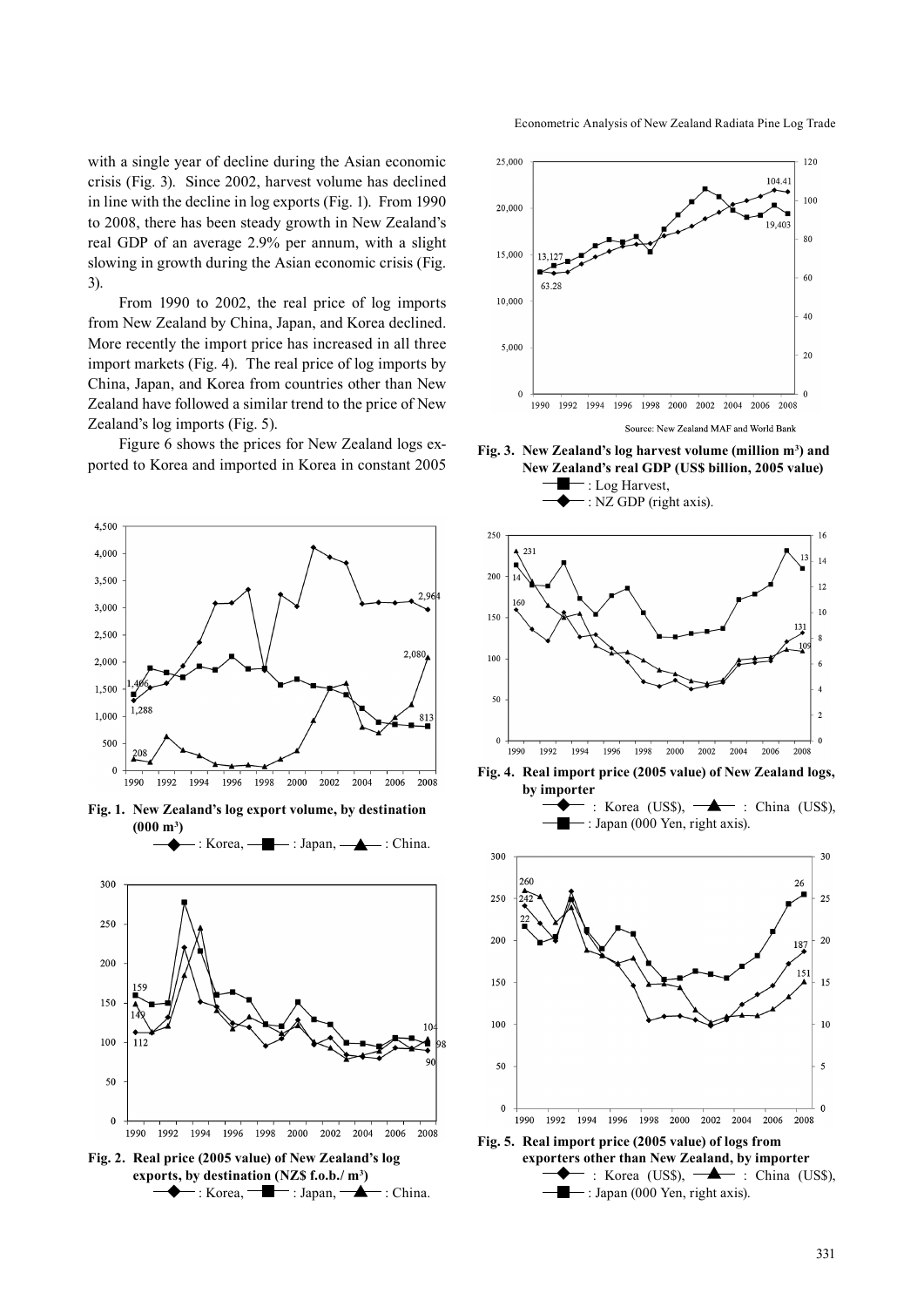with a single year of decline during the Asian economic crisis (Fig. 3). Since 2002, harvest volume has declined in line with the decline in log exports (Fig. 1). From 1990 to 2008, there has been steady growth in New Zealand's real GDP of an average 2.9% per annum, with a slight slowing in growth during the Asian economic crisis (Fig. 3).

From 1990 to 2002, the real price of log imports from New Zealand by China, Japan, and Korea declined. More recently the import price has increased in all three import markets (Fig. 4). The real price of log imports by China, Japan, and Korea from countries other than New Zealand have followed a similar trend to the price of New Zealand's log imports (Fig. 5).

Figure 6 shows the prices for New Zealand logs exported to Korea and imported in Korea in constant 2005

**Fig. 1. New Zealand's log export volume, by destination (000 m³)**
◆ : Korea, ■ : Japan, ▲ : China.

**Fig. 2. Real price (2005 value) of New Zealand's log exports, by destination (NZ$ f.o.b./ m³)**
◆ : Korea, ■ : Japan, ▲ : China.

**Fig. 3. New Zealand's log harvest volume (million m³) and New Zealand's real GDP (US$ billion, 2005 value)**
■ : Log Harvest,
◆ : NZ GDP (right axis).

Source: New Zealand MAF and World Bank

**Fig. 4. Real import price (2005 value) of New Zealand logs, by importer**
◆ : Korea (US$), ▲ : China (US$), ■ : Japan (000 Yen, right axis).

**Fig. 5. Real import price (2005 value) of logs from exporters other than New Zealand, by importer**
◆ : Korea (US$), ▲ : China (US$), ■ : Japan (000 Yen, right axis).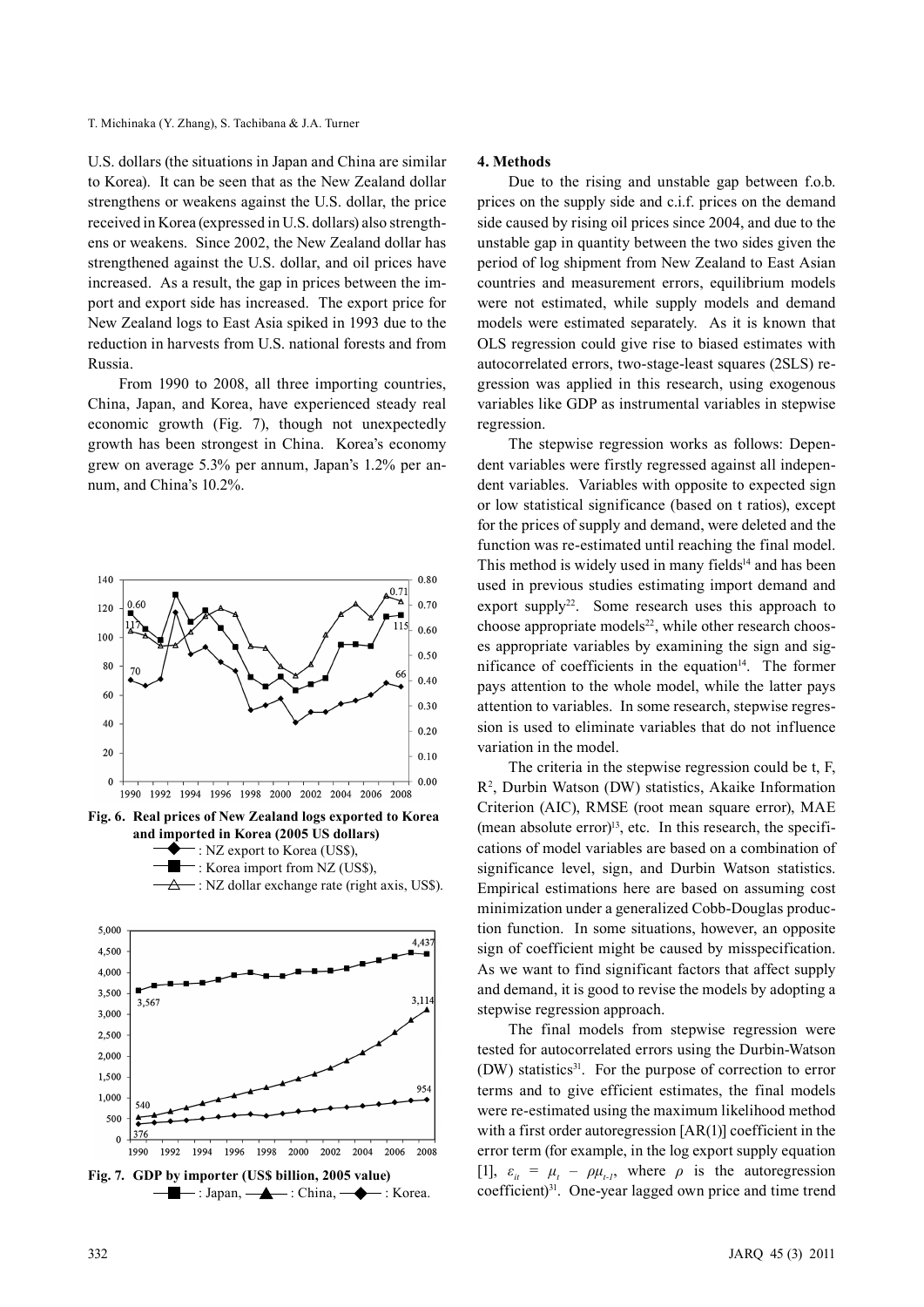U.S. dollars (the situations in Japan and China are similar to Korea). It can be seen that as the New Zealand dollar strengthens or weakens against the U.S. dollar, the price received in Korea (expressed in U.S. dollars) also strengthens or weakens. Since 2002, the New Zealand dollar has strengthened against the U.S. dollar, and oil prices have increased. As a result, the gap in prices between the import and export side has increased. The export price for New Zealand logs to East Asia spiked in 1993 due to the reduction in harvests from U.S. national forests and from Russia.

From 1990 to 2008, all three importing countries, China, Japan, and Korea, have experienced steady real economic growth (Fig. 7), though not unexpectedly growth has been strongest in China. Korea's economy grew on average 5.3% per annum, Japan's 1.2% per annum, and China's 10.2%.

**Fig. 6. Real prices of New Zealand logs exported to Korea and imported in Korea (2005 US dollars)**
◆ : NZ export to Korea (US$),
■ : Korea import from NZ (US$),
△ : NZ dollar exchange rate (right axis, US$).

**Fig. 7. GDP by importer (US$ billion, 2005 value)**
■ : Japan, ▲ : China, ◆ : Korea.

## 4. Methods

Due to the rising and unstable gap between f.o.b. prices on the supply side and c.i.f. prices on the demand side caused by rising oil prices since 2004, and due to the unstable gap in quantity between the two sides given the period of log shipment from New Zealand to East Asian countries and measurement errors, equilibrium models were not estimated, while supply models and demand models were estimated separately. As it is known that OLS regression could give rise to biased estimates with autocorrelated errors, two-stage-least squares (2SLS) regression was applied in this research, using exogenous variables like GDP as instrumental variables in stepwise regression.

The stepwise regression works as follows: Dependent variables were firstly regressed against all independent variables. Variables with opposite to expected sign or low statistical significance (based on t ratios), except for the prices of supply and demand, were deleted and the function was re-estimated until reaching the final model. This method is widely used in many fields[14] and has been used in previous studies estimating import demand and export supply[22]. Some research uses this approach to choose appropriate models[22], while other research chooses appropriate variables by examining the sign and significance of coefficients in the equation[14]. The former pays attention to the whole model, while the latter pays attention to variables. In some research, stepwise regression is used to eliminate variables that do not influence variation in the model.

The criteria in the stepwise regression could be t, F, $R^2$, Durbin Watson (DW) statistics, Akaike Information Criterion (AIC), RMSE (root mean square error), MAE (mean absolute error)[13], etc. In this research, the specifications of model variables are based on a combination of significance level, sign, and Durbin Watson statistics. Empirical estimations here are based on assuming cost minimization under a generalized Cobb-Douglas production function. In some situations, however, an opposite sign of coefficient might be caused by misspecification. As we want to find significant factors that affect supply and demand, it is good to revise the models by adopting a stepwise regression approach.

The final models from stepwise regression were tested for autocorrelated errors using the Durbin-Watson (DW) statistics[31]. For the purpose of correction to error terms and to give efficient estimates, the final models were re-estimated using the maximum likelihood method with a first order autoregression [AR(1)] coefficient in the error term (for example, in the log export supply equation [1], $\varepsilon_{it} = \mu_t - \rho\mu_{t-1}$, where $\rho$ is the autoregression coefficient)[31]. One-year lagged own price and time trend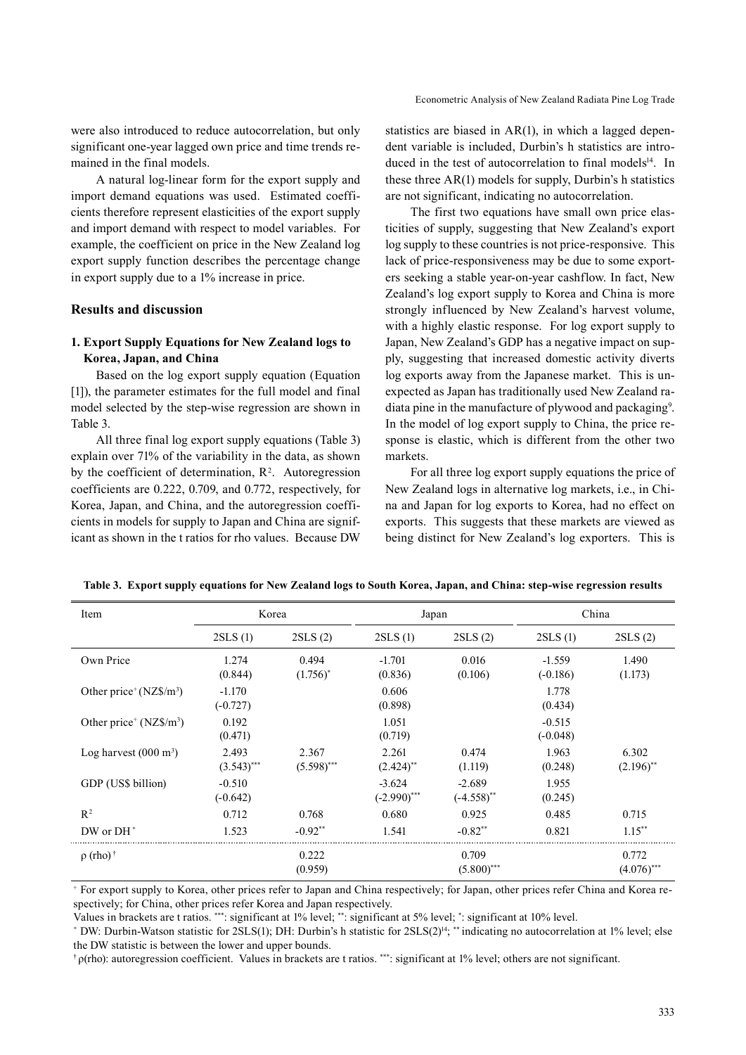were also introduced to reduce autocorrelation, but only significant one-year lagged own price and time trends remained in the final models.

A natural log-linear form for the export supply and import demand equations was used. Estimated coefficients therefore represent elasticities of the export supply and import demand with respect to model variables. For example, the coefficient on price in the New Zealand log export supply function describes the percentage change in export supply due to a 1% increase in price.

## Results and discussion

### 1. Export Supply Equations for New Zealand logs to Korea, Japan, and China

Based on the log export supply equation (Equation [1]), the parameter estimates for the full model and final model selected by the step-wise regression are shown in Table 3.

All three final log export supply equations (Table 3) explain over 71% of the variability in the data, as shown by the coefficient of determination, $R^2$. Autoregression coefficients are 0.222, 0.709, and 0.772, respectively, for Korea, Japan, and China, and the autoregression coefficients in models for supply to Japan and China are significant as shown in the t ratios for rho values. Because DW statistics are biased in AR(1), in which a lagged dependent variable is included, Durbin's h statistics are introduced in the test of autocorrelation to final models[14]. In these three AR(1) models for supply, Durbin's h statistics are not significant, indicating no autocorrelation.

The first two equations have small own price elasticities of supply, suggesting that New Zealand's export log supply to these countries is not price-responsive. This lack of price-responsiveness may be due to some exporters seeking a stable year-on-year cashflow. In fact, New Zealand's log export supply to Korea and China is more strongly influenced by New Zealand's harvest volume, with a highly elastic response. For log export supply to Japan, New Zealand's GDP has a negative impact on supply, suggesting that increased domestic activity diverts log exports away from the Japanese market. This is unexpected as Japan has traditionally used New Zealand radiata pine in the manufacture of plywood and packaging[9]. In the model of log export supply to China, the price response is elastic, which is different from the other two markets.

For all three log export supply equations the price of New Zealand logs in alternative log markets, i.e., in China and Japan for log exports to Korea, had no effect on exports. This suggests that these markets are viewed as being distinct for New Zealand's log exporters. This is

**Table 3. Export supply equations for New Zealand logs to South Korea, Japan, and China: step-wise regression results**

| Item | Korea | | Japan | | China | |
|---|---|---|---|---|---|---|
| | 2SLS (1) | 2SLS (2) | 2SLS (1) | 2SLS (2) | 2SLS (1) | 2SLS (2) |
| Own Price | 1.274 (0.844) | 0.494 (1.756)* | -1.701 (0.836) | 0.016 (0.106) | -1.559 (-0.186) | 1.490 (1.173) |
| Other price+ (NZ\$/m$^3$) | -1.170 (-0.727) | | 0.606 (0.898) | | 1.778 (0.434) | |
| Other price+ (NZ\$/m$^3$) | 0.192 (0.471) | | 1.051 (0.719) | | -0.515 (-0.048) | |
| Log harvest (000 m$^3$) | 2.493 (3.543)*** | 2.367 (5.598)*** | 2.261 (2.424)** | 0.474 (1.119) | 1.963 (0.248) | 6.302 (2.196)** |
| GDP (US\$ billion) | -0.510 (-0.642) | | -3.624 (-2.990)*** | -2.689 (-4.558)** | 1.955 (0.245) | |
| $R^2$ | 0.712 | 0.768 | 0.680 | 0.925 | 0.485 | 0.715 |
| DW or DH ° | 1.523 | -0.92** | 1.541 | -0.82** | 0.821 | 1.15** |
| ρ (rho) † | | 0.222 (0.959) | | 0.709 (5.800)*** | | 0.772 (4.076)*** |

+ For export supply to Korea, other prices refer to Japan and China respectively; for Japan, other prices refer China and Korea respectively; for China, other prices refer Korea and Japan respectively.

Values in brackets are t ratios. ***: significant at 1% level; **: significant at 5% level; *: significant at 10% level.

° DW: Durbin-Watson statistic for 2SLS(1); DH: Durbin's h statistic for 2SLS(2)[14]; ** indicating no autocorrelation at 1% level; else the DW statistic is between the lower and upper bounds.

† ρ(rho): autoregression coefficient. Values in brackets are t ratios. ***: significant at 1% level; others are not significant.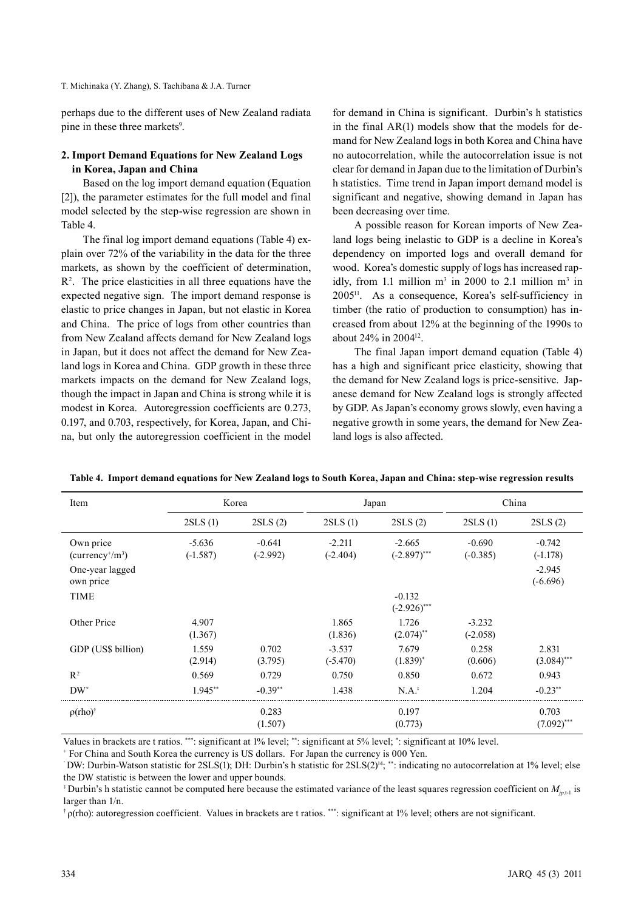perhaps due to the different uses of New Zealand radiata pine in these three markets[9].

## 2. Import Demand Equations for New Zealand Logs in Korea, Japan and China

Based on the log import demand equation (Equation [2]), the parameter estimates for the full model and final model selected by the step-wise regression are shown in Table 4.

The final log import demand equations (Table 4) explain over 72% of the variability in the data for the three markets, as shown by the coefficient of determination, $R^2$. The price elasticities in all three equations have the expected negative sign. The import demand response is elastic to price changes in Japan, but not elastic in Korea and China. The price of logs from other countries than from New Zealand affects demand for New Zealand logs in Japan, but it does not affect the demand for New Zealand logs in Korea and China. GDP growth in these three markets impacts on the demand for New Zealand logs, though the impact in Japan and China is strong while it is modest in Korea. Autoregression coefficients are 0.273, 0.197, and 0.703, respectively, for Korea, Japan, and China, but only the autoregression coefficient in the model for demand in China is significant. Durbin's h statistics in the final AR(1) models show that the models for demand for New Zealand logs in both Korea and China have no autocorrelation, while the autocorrelation issue is not clear for demand in Japan due to the limitation of Durbin's h statistics. Time trend in Japan import demand model is significant and negative, showing demand in Japan has been decreasing over time.

A possible reason for Korean imports of New Zealand logs being inelastic to GDP is a decline in Korea's dependency on imported logs and overall demand for wood. Korea's domestic supply of logs has increased rapidly, from 1.1 million $m^3$ in 2000 to 2.1 million $m^3$ in 2005[11]. As a consequence, Korea's self-sufficiency in timber (the ratio of production to consumption) has increased from about 12% at the beginning of the 1990s to about 24% in 2004[12].

The final Japan import demand equation (Table 4) has a high and significant price elasticity, showing that the demand for New Zealand logs is price-sensitive. Japanese demand for New Zealand logs is strongly affected by GDP. As Japan's economy grows slowly, even having a negative growth in some years, the demand for New Zealand logs is also affected.

**Table 4. Import demand equations for New Zealand logs to South Korea, Japan and China: step-wise regression results**

| Item | Korea | | Japan | | China | |
|---|---|---|---|---|---|---|
| | 2SLS (1) | 2SLS (2) | 2SLS (1) | 2SLS (2) | 2SLS (1) | 2SLS (2) |
| Own price (currency⁺/$m^3$) | -5.636 (-1.587) | -0.641 (-2.992) | -2.211 (-2.404) | -2.665 (-2.897)*** | -0.690 (-0.385) | -0.742 (-1.178) |
| One-year lagged own price | | | | | | -2.945 (-6.696) |
| TIME | | | | -0.132 (-2.926)*** | | |
| Other Price | 4.907 (1.367) | | 1.865 (1.836) | 1.726 (2.074)** | -3.232 (-2.058) | |
| GDP (US$ billion) | 1.559 (2.914) | 0.702 (3.795) | -3.537 (-5.470) | 7.679 (1.839)* | 0.258 (0.606) | 2.831 (3.084)*** |
| $R^2$ | 0.569 | 0.729 | 0.750 | 0.850 | 0.672 | 0.943 |
| DW^ | 1.945** | -0.39** | 1.438 | N.A.‡ | 1.204 | -0.23** |
| ρ(rho)† | | 0.283 (1.507) | | 0.197 (0.773) | | 0.703 (7.092)*** |

Values in brackets are t ratios. ***: significant at 1% level; **: significant at 5% level; *: significant at 10% level.

⁺ For China and South Korea the currency is US dollars. For Japan the currency is 000 Yen.

^ DW: Durbin-Watson statistic for 2SLS(1); DH: Durbin's h statistic for 2SLS(2)[14]; **: indicating no autocorrelation at 1% level; else the DW statistic is between the lower and upper bounds.

‡ Durbin's h statistic cannot be computed here because the estimated variance of the least squares regression coefficient on $M_{jp,t-1}$ is larger than 1/n.

† ρ(rho): autoregression coefficient. Values in brackets are t ratios. ***: significant at 1% level; others are not significant.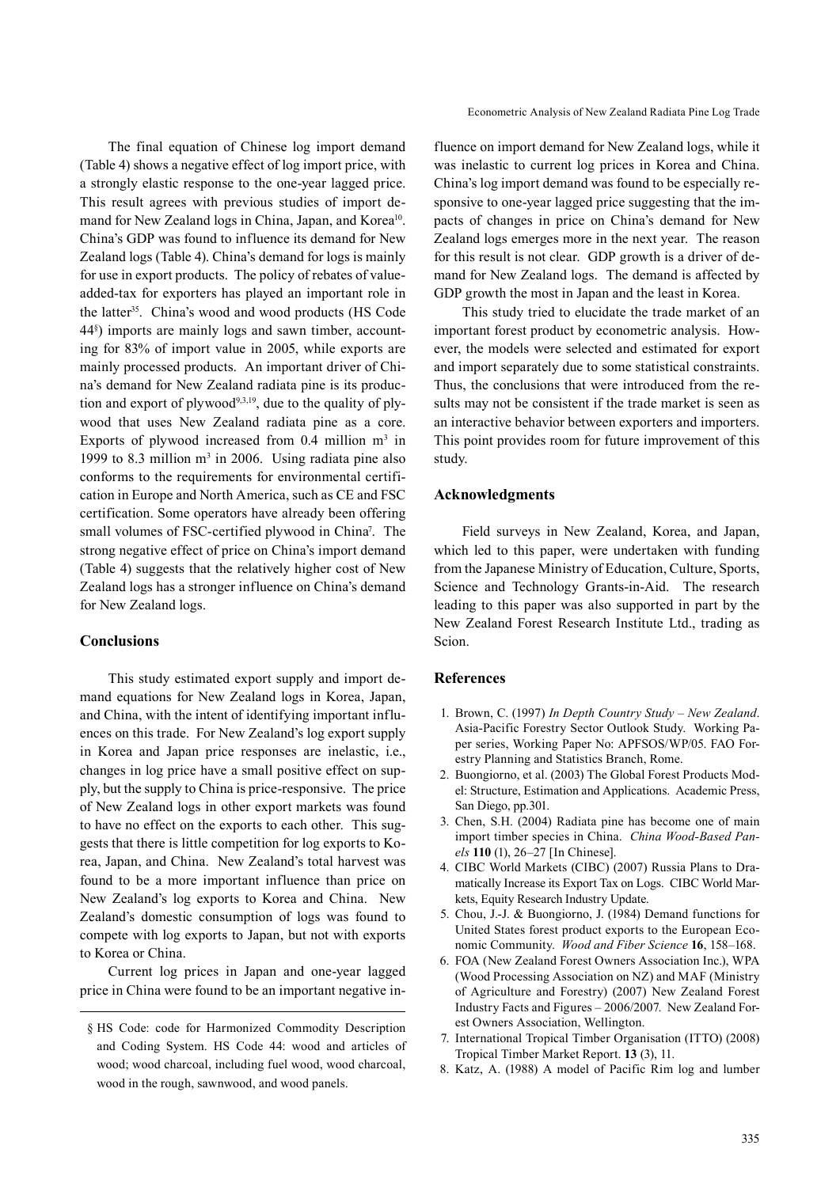The final equation of Chinese log import demand (Table 4) shows a negative effect of log import price, with a strongly elastic response to the one-year lagged price. This result agrees with previous studies of import demand for New Zealand logs in China, Japan, and Korea[10]. China's GDP was found to influence its demand for New Zealand logs (Table 4). China's demand for logs is mainly for use in export products. The policy of rebates of value-added-tax for exporters has played an important role in the latter[35]. China's wood and wood products (HS Code 44[§]) imports are mainly logs and sawn timber, accounting for 83% of import value in 2005, while exports are mainly processed products. An important driver of China's demand for New Zealand radiata pine is its production and export of plywood[9,3,19], due to the quality of plywood that uses New Zealand radiata pine as a core. Exports of plywood increased from 0.4 million $m^3$ in 1999 to 8.3 million $m^3$ in 2006. Using radiata pine also conforms to the requirements for environmental certification in Europe and North America, such as CE and FSC certification. Some operators have already been offering small volumes of FSC-certified plywood in China[7]. The strong negative effect of price on China's import demand (Table 4) suggests that the relatively higher cost of New Zealand logs has a stronger influence on China's demand for New Zealand logs.

## Conclusions

This study estimated export supply and import demand equations for New Zealand logs in Korea, Japan, and China, with the intent of identifying important influences on this trade. For New Zealand's log export supply in Korea and Japan price responses are inelastic, i.e., changes in log price have a small positive effect on supply, but the supply to China is price-responsive. The price of New Zealand logs in other export markets was found to have no effect on the exports to each other. This suggests that there is little competition for log exports to Korea, Japan, and China. New Zealand's total harvest was found to be a more important influence than price on New Zealand's log exports to Korea and China. New Zealand's domestic consumption of logs was found to compete with log exports to Japan, but not with exports to Korea or China.

Current log prices in Japan and one-year lagged price in China were found to be an important negative influence on import demand for New Zealand logs, while it was inelastic to current log prices in Korea and China. China's log import demand was found to be especially responsive to one-year lagged price suggesting that the impacts of changes in price on China's demand for New Zealand logs emerges more in the next year. The reason for this result is not clear. GDP growth is a driver of demand for New Zealand logs. The demand is affected by GDP growth the most in Japan and the least in Korea.

This study tried to elucidate the trade market of an important forest product by econometric analysis. However, the models were selected and estimated for export and import separately due to some statistical constraints. Thus, the conclusions that were introduced from the results may not be consistent if the trade market is seen as an interactive behavior between exporters and importers. This point provides room for future improvement of this study.

## Acknowledgments

Field surveys in New Zealand, Korea, and Japan, which led to this paper, were undertaken with funding from the Japanese Ministry of Education, Culture, Sports, Science and Technology Grants-in-Aid. The research leading to this paper was also supported in part by the New Zealand Forest Research Institute Ltd., trading as Scion.

## References

1. Brown, C. (1997) *In Depth Country Study – New Zealand*. Asia-Pacific Forestry Sector Outlook Study. Working Paper series, Working Paper No: APFSOS/WP/05. FAO Forestry Planning and Statistics Branch, Rome.
2. Buongiorno, et al. (2003) The Global Forest Products Model: Structure, Estimation and Applications. Academic Press, San Diego, pp.301.
3. Chen, S.H. (2004) Radiata pine has become one of main import timber species in China. *China Wood-Based Panels* **110** (1), 26–27 [In Chinese].
4. CIBC World Markets (CIBC) (2007) Russia Plans to Dramatically Increase its Export Tax on Logs. CIBC World Markets, Equity Research Industry Update.
5. Chou, J.-J. & Buongiorno, J. (1984) Demand functions for United States forest product exports to the European Economic Community. *Wood and Fiber Science* **16**, 158–168.
6. FOA (New Zealand Forest Owners Association Inc.), WPA (Wood Processing Association on NZ) and MAF (Ministry of Agriculture and Forestry) (2007) New Zealand Forest Industry Facts and Figures – 2006/2007. New Zealand Forest Owners Association, Wellington.
7. International Tropical Timber Organisation (ITTO) (2008) Tropical Timber Market Report. **13** (3), 11.
8. Katz, A. (1988) A model of Pacific Rim log and lumber

§ HS Code: code for Harmonized Commodity Description and Coding System. HS Code 44: wood and articles of wood; wood charcoal, including fuel wood, wood charcoal, wood in the rough, sawnwood, and wood panels.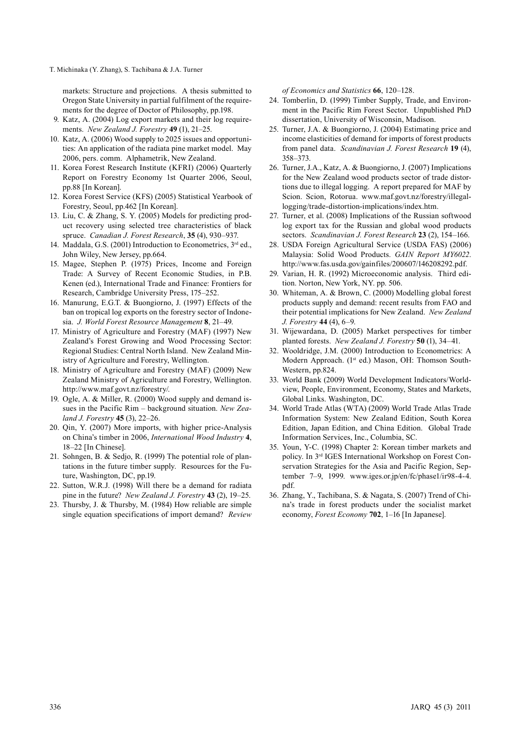markets: Structure and projections. A thesis submitted to Oregon State University in partial fulfilment of the requirements for the degree of Doctor of Philosophy, pp.198.

9. Katz, A. (2004) Log export markets and their log requirements. *New Zealand J. Forestry* **49** (1), 21–25.
10. Katz, A. (2006) Wood supply to 2025 issues and opportunities: An application of the radiata pine market model. May 2006, pers. comm. Alphametrik, New Zealand.
11. Korea Forest Research Institute (KFRI) (2006) Quarterly Report on Forestry Economy 1st Quarter 2006, Seoul, pp.88 [In Korean].
12. Korea Forest Service (KFS) (2005) Statistical Yearbook of Forestry, Seoul, pp.462 [In Korean].
13. Liu, C. & Zhang, S. Y. (2005) Models for predicting product recovery using selected tree characteristics of black spruce. *Canadian J. Forest Research*, **35** (4), 930–937.
14. Maddala, G.S. (2001) Introduction to Econometrics, 3rd ed., John Wiley, New Jersey, pp.664.
15. Magee, Stephen P. (1975) Prices, Income and Foreign Trade: A Survey of Recent Economic Studies, in P.B. Kenen (ed.), International Trade and Finance: Frontiers for Research, Cambridge University Press, 175–252.
16. Manurung, E.G.T. & Buongiorno, J. (1997) Effects of the ban on tropical log exports on the forestry sector of Indonesia. *J. World Forest Resource Management* **8**, 21–49.
17. Ministry of Agriculture and Forestry (MAF) (1997) New Zealand's Forest Growing and Wood Processing Sector: Regional Studies: Central North Island. New Zealand Ministry of Agriculture and Forestry, Wellington.
18. Ministry of Agriculture and Forestry (MAF) (2009) New Zealand Ministry of Agriculture and Forestry, Wellington. http://www.maf.govt.nz/forestry/.
19. Ogle, A. & Miller, R. (2000) Wood supply and demand issues in the Pacific Rim – background situation. *New Zealand J. Forestry* **45** (3), 22–26.
20. Qin, Y. (2007) More imports, with higher price-Analysis on China's timber in 2006, *International Wood Industry* **4**, 18–22 [In Chinese].
21. Sohngen, B. & Sedjo, R. (1999) The potential role of plantations in the future timber supply. Resources for the Future, Washington, DC, pp.19.
22. Sutton, W.R.J. (1998) Will there be a demand for radiata pine in the future? *New Zealand J. Forestry* **43** (2), 19–25.
23. Thursby, J. & Thursby, M. (1984) How reliable are simple single equation specifications of import demand? *Review of Economics and Statistics* **66**, 120–128.
24. Tomberlin, D. (1999) Timber Supply, Trade, and Environment in the Pacific Rim Forest Sector. Unpublished PhD dissertation, University of Wisconsin, Madison.
25. Turner, J.A. & Buongiorno, J. (2004) Estimating price and income elasticities of demand for imports of forest products from panel data. *Scandinavian J. Forest Research* **19** (4), 358–373.
26. Turner, J.A., Katz, A. & Buongiorno, J. (2007) Implications for the New Zealand wood products sector of trade distortions due to illegal logging. A report prepared for MAF by Scion. Scion, Rotorua. www.maf.govt.nz/forestry/illegal-logging/trade-distortion-implications/index.htm.
27. Turner, et al. (2008) Implications of the Russian softwood log export tax for the Russian and global wood products sectors. *Scandinavian J. Forest Research* **23** (2), 154–166.
28. USDA Foreign Agricultural Service (USDA FAS) (2006) Malaysia: Solid Wood Products. *GAIN Report MY6022*. http://www.fas.usda.gov/gainfiles/200607/146208292.pdf.
29. Varian, H. R. (1992) Microeconomic analysis. Third edition. Norton, New York, NY. pp. 506.
30. Whiteman, A. & Brown, C. (2000) Modelling global forest products supply and demand: recent results from FAO and their potential implications for New Zealand. *New Zealand J. Forestry* **44** (4), 6–9.
31. Wijewardana, D. (2005) Market perspectives for timber planted forests. *New Zealand J. Forestry* **50** (1), 34–41.
32. Wooldridge, J.M. (2000) Introduction to Econometrics: A Modern Approach. (1st ed.) Mason, OH: Thomson South-Western, pp.824.
33. World Bank (2009) World Development Indicators/World-view, People, Environment, Economy, States and Markets, Global Links. Washington, DC.
34. World Trade Atlas (WTA) (2009) World Trade Atlas Trade Information System: New Zealand Edition, South Korea Edition, Japan Edition, and China Edition. Global Trade Information Services, Inc., Columbia, SC.
35. Youn, Y-C. (1998) Chapter 2: Korean timber markets and policy. In 3rd IGES International Workshop on Forest Conservation Strategies for the Asia and Pacific Region, September 7–9, 1999. www.iges.or.jp/en/fc/phase1/ir98-4-4.pdf.
36. Zhang, Y., Tachibana, S. & Nagata, S. (2007) Trend of China's trade in forest products under the socialist market economy, *Forest Economy* **702**, 1–16 [In Japanese].